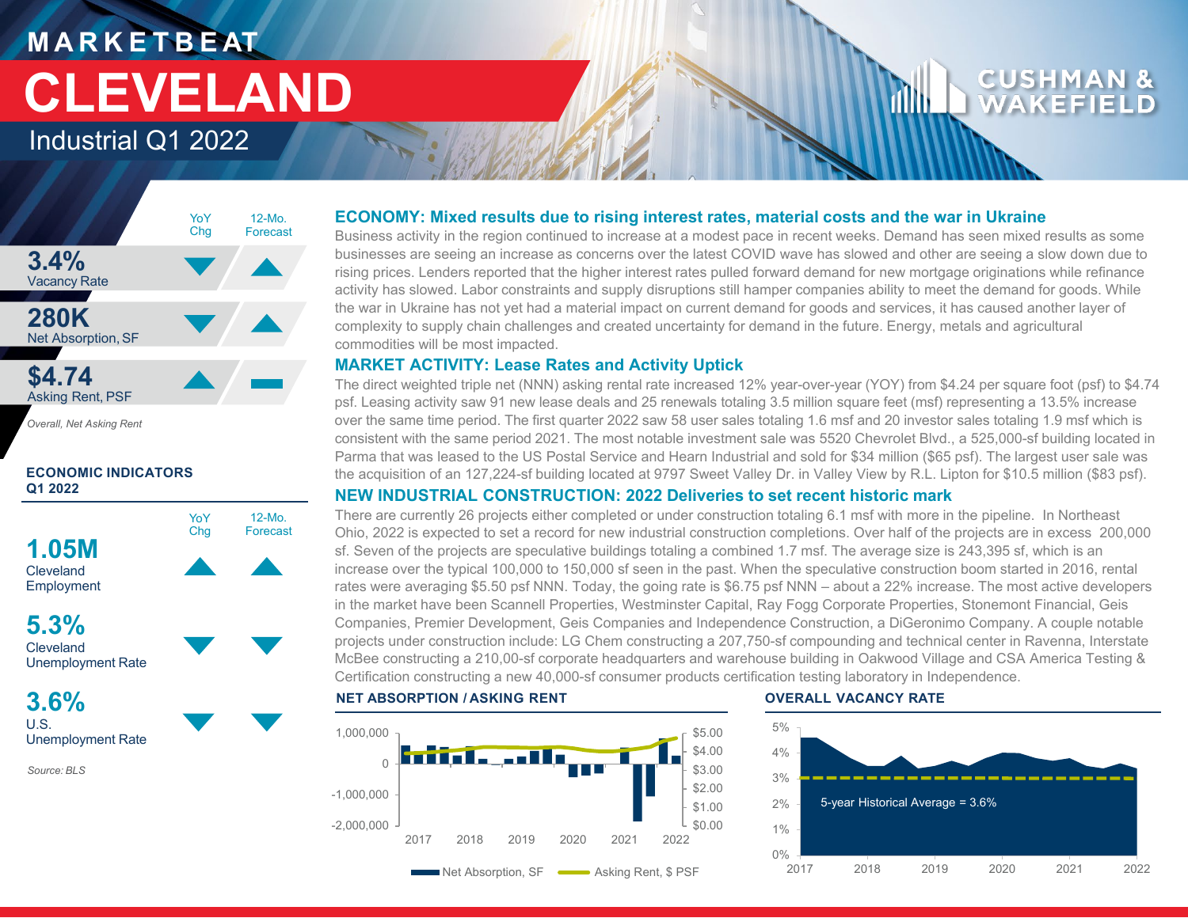# MARKETBEAT

# CLEVELAND

## Industrial Q1 2022

| | YoY Chg | 12-Mo. Forecast |
|---|---|---|
| **3.4%** Vacancy Rate | ▼ | ▲ |
| **280K** Net Absorption, SF | ▼ | ▲ |
| **$4.74** Asking Rent, PSF | ▲ | ▬ |

*Overall, Net Asking Rent*

### ECONOMIC INDICATORS Q1 2022

| | YoY Chg | 12-Mo. Forecast |
|---|---|---|
| **1.05M** Cleveland Employment | ▲ | ▲ |
| **5.3%** Cleveland Unemployment Rate | ▼ | ▼ |
| **3.6%** U.S. Unemployment Rate | ▼ | ▼ |

*Source: BLS*

### ECONOMY: Mixed results due to rising interest rates, material costs and the war in Ukraine

Business activity in the region continued to increase at a modest pace in recent weeks. Demand has seen mixed results as some businesses are seeing an increase as concerns over the latest COVID wave has slowed and other are seeing a slow down due to rising prices. Lenders reported that the higher interest rates pulled forward demand for new mortgage originations while refinance activity has slowed. Labor constraints and supply disruptions still hamper companies ability to meet the demand for goods. While the war in Ukraine has not yet had a material impact on current demand for goods and services, it has caused another layer of complexity to supply chain challenges and created uncertainty for demand in the future. Energy, metals and agricultural commodities will be most impacted.

### MARKET ACTIVITY: Lease Rates and Activity Uptick

The direct weighted triple net (NNN) asking rental rate increased 12% year-over-year (YOY) from $4.24 per square foot (psf) to $4.74 psf. Leasing activity saw 91 new lease deals and 25 renewals totaling 3.5 million square feet (msf) representing a 13.5% increase over the same time period. The first quarter 2022 saw 58 user sales totaling 1.6 msf and 20 investor sales totaling 1.9 msf which is consistent with the same period 2021. The most notable investment sale was 5520 Chevrolet Blvd., a 525,000-sf building located in Parma that was leased to the US Postal Service and Hearn Industrial and sold for $34 million ($65 psf). The largest user sale was the acquisition of an 127,224-sf building located at 9797 Sweet Valley Dr. in Valley View by R.L. Lipton for $10.5 million ($83 psf).

### NEW INDUSTRIAL CONSTRUCTION: 2022 Deliveries to set recent historic mark

There are currently 26 projects either completed or under construction totaling 6.1 msf with more in the pipeline. In Northeast Ohio, 2022 is expected to set a record for new industrial construction completions. Over half of the projects are in excess 200,000 sf. Seven of the projects are speculative buildings totaling a combined 1.7 msf. The average size is 243,395 sf, which is an increase over the typical 100,000 to 150,000 sf seen in the past. When the speculative construction boom started in 2016, rental rates were averaging $5.50 psf NNN. Today, the going rate is $6.75 psf NNN – about a 22% increase. The most active developers in the market have been Scannell Properties, Westminster Capital, Ray Fogg Corporate Properties, Stonemont Financial, Geis Companies, Premier Development, Geis Companies and Independence Construction, a DiGeronimo Company. A couple notable projects under construction include: LG Chem constructing a 207,750-sf compounding and technical center in Ravenna, Interstate McBee constructing a 210,00-sf corporate headquarters and warehouse building in Oakwood Village and CSA America Testing & Certification constructing a new 40,000-sf consumer products certification testing laboratory in Independence.

### NET ABSORPTION / ASKING RENT

Net Absorption, SF / Asking Rent, $ PSF (2017–2022)

### OVERALL VACANCY RATE

5-year Historical Average = 3.6%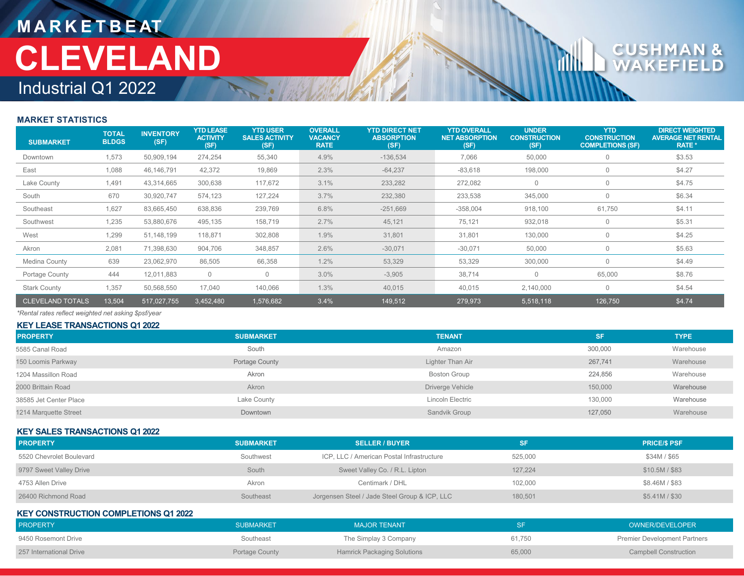# MARKETBEAT

# CLEVELAND

## Industrial Q1 2022

### MARKET STATISTICS

| SUBMARKET | TOTAL BLDGS | INVENTORY (SF) | YTD LEASE ACTIVITY (SF) | YTD USER SALES ACTIVITY (SF) | OVERALL VACANCY RATE | YTD DIRECT NET ABSORPTION (SF) | YTD OVERALL NET ABSORPTION (SF) | UNDER CONSTRUCTION (SF) | YTD CONSTRUCTION COMPLETIONS (SF) | DIRECT WEIGHTED AVERAGE NET RENTAL RATE * |
|---|---|---|---|---|---|---|---|---|---|---|
| Downtown | 1,573 | 50,909,194 | 274,254 | 55,340 | 4.9% | -136,534 | 7,066 | 50,000 | 0 | $3.53 |
| East | 1,088 | 46,146,791 | 42,372 | 19,869 | 2.3% | -64,237 | -83,618 | 198,000 | 0 | $4.27 |
| Lake County | 1,491 | 43,314,665 | 300,638 | 117,672 | 3.1% | 233,282 | 272,082 | 0 | 0 | $4.75 |
| South | 670 | 30,920,747 | 574,123 | 127,224 | 3.7% | 232,380 | 233,538 | 345,000 | 0 | $6.34 |
| Southeast | 1,627 | 83,665,450 | 638,836 | 239,769 | 6.8% | -251,669 | -358,004 | 918,100 | 61,750 | $4.11 |
| Southwest | 1,235 | 53,880,676 | 495,135 | 158,719 | 2.7% | 45,121 | 75,121 | 932,018 | 0 | $5.31 |
| West | 1,299 | 51,148,199 | 118,871 | 302,808 | 1.9% | 31,801 | 31,801 | 130,000 | 0 | $4.25 |
| Akron | 2,081 | 71,398,630 | 904,706 | 348,857 | 2.6% | -30,071 | -30,071 | 50,000 | 0 | $5.63 |
| Medina County | 639 | 23,062,970 | 86,505 | 66,358 | 1.2% | 53,329 | 53,329 | 300,000 | 0 | $4.49 |
| Portage County | 444 | 12,011,883 | 0 | 0 | 3.0% | -3,905 | 38,714 | 0 | 65,000 | $8.76 |
| Stark County | 1,357 | 50,568,550 | 17,040 | 140,066 | 1.3% | 40,015 | 40,015 | 2,140,000 | 0 | $4.54 |
| CLEVELAND TOTALS | 13,504 | 517,027,755 | 3,452,480 | 1,576,682 | 3.4% | 149,512 | 279,973 | 5,518,118 | 126,750 | $4.74 |

*Rental rates reflect weighted net asking $psf/year

### KEY LEASE TRANSACTIONS Q1 2022

| PROPERTY | SUBMARKET | TENANT | SF | TYPE |
|---|---|---|---|---|
| 5585 Canal Road | South | Amazon | 300,000 | Warehouse |
| 150 Loomis Parkway | Portage County | Lighter Than Air | 267,741 | Warehouse |
| 1204 Massillon Road | Akron | Boston Group | 224,856 | Warehouse |
| 2000 Brittain Road | Akron | Driverge Vehicle | 150,000 | Warehouse |
| 38585 Jet Center Place | Lake County | Lincoln Electric | 130,000 | Warehouse |
| 1214 Marquette Street | Downtown | Sandvik Group | 127,050 | Warehouse |

### KEY SALES TRANSACTIONS Q1 2022

| PROPERTY | SUBMARKET | SELLER / BUYER | SF | PRICE/$ PSF |
|---|---|---|---|---|
| 5520 Chevrolet Boulevard | Southwest | ICP, LLC / American Postal Infrastructure | 525,000 | $34M / $65 |
| 9797 Sweet Valley Drive | South | Sweet Valley Co. / R.L. Lipton | 127,224 | $10.5M / $83 |
| 4753 Allen Drive | Akron | Centimark / DHL | 102,000 | $8.46M / $83 |
| 26400 Richmond Road | Southeast | Jorgensen Steel / Jade Steel Group & ICP, LLC | 180,501 | $5.41M / $30 |

### KEY CONSTRUCTION COMPLETIONS Q1 2022

| PROPERTY | SUBMARKET | MAJOR TENANT | SF | OWNER/DEVELOPER |
|---|---|---|---|---|
| 9450 Rosemont Drive | Southeast | The Simplay 3 Company | 61,750 | Premier Development Partners |
| 257 International Drive | Portage County | Hamrick Packaging Solutions | 65,000 | Campbell Construction |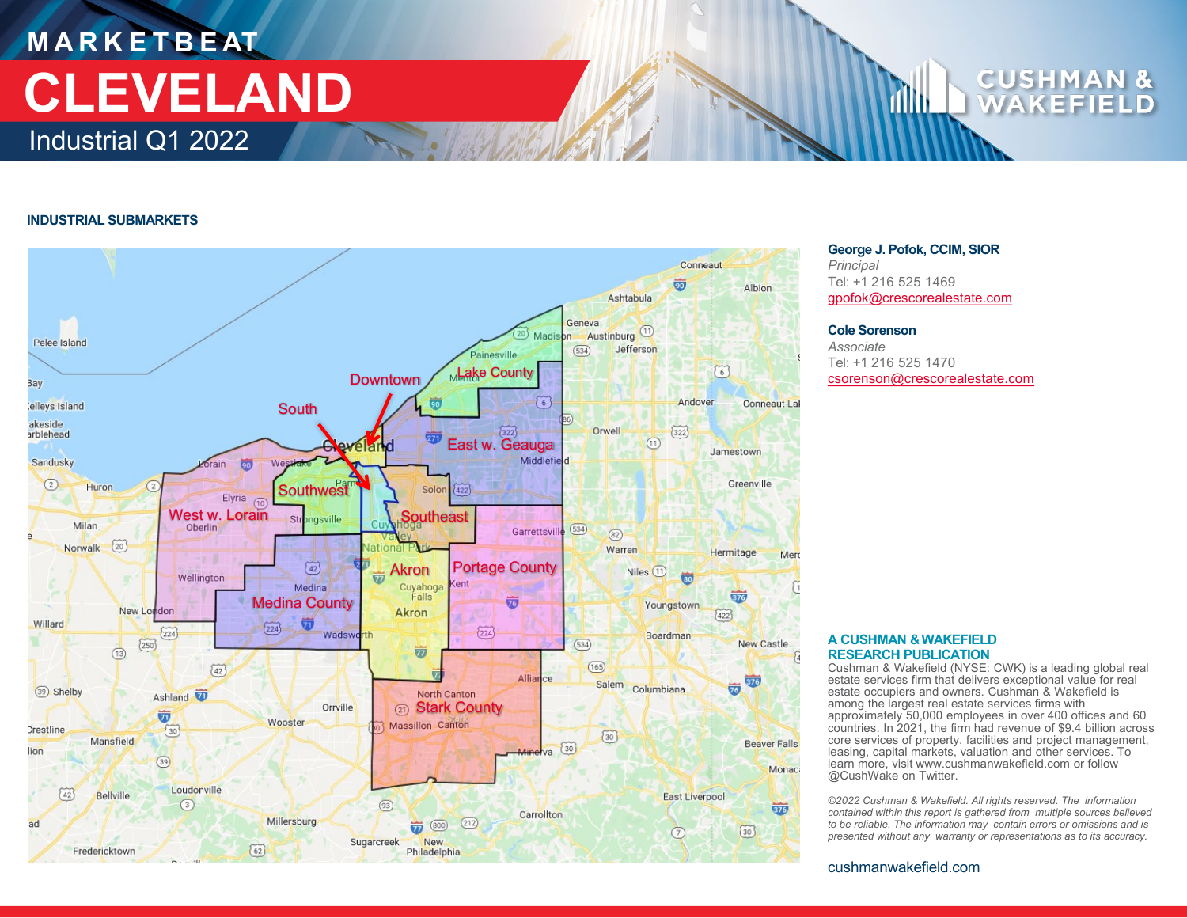# MARKETBEAT

# CLEVELAND

Industrial Q1 2022

CUSHMAN & WAKEFIELD

## INDUSTRIAL SUBMARKETS

Downtown
South
Lake County
East w. Geauga
Southwest
West w. Lorain
Southeast
Akron
Portage County
Medina County
Stark County

**George J. Pofok, CCIM, SIOR**
*Principal*
Tel: +1 216 525 1469
gpofok@crescorealestate.com

**Cole Sorenson**
*Associate*
Tel: +1 216 525 1470
csorenson@crescorealestate.com

**A CUSHMAN & WAKEFIELD RESEARCH PUBLICATION**

Cushman & Wakefield (NYSE: CWK) is a leading global real estate services firm that delivers exceptional value for real estate occupiers and owners. Cushman & Wakefield is among the largest real estate services firms with approximately 50,000 employees in over 400 offices and 60 countries. In 2021, the firm had revenue of $9.4 billion across core services of property, facilities and project management, leasing, capital markets, valuation and other services. To learn more, visit www.cushmanwakefield.com or follow @CushWake on Twitter.

*©2022 Cushman & Wakefield. All rights reserved. The information contained within this report is gathered from multiple sources believed to be reliable. The information may contain errors or omissions and is presented without any warranty or representations as to its accuracy.*

cushmanwakefield.com